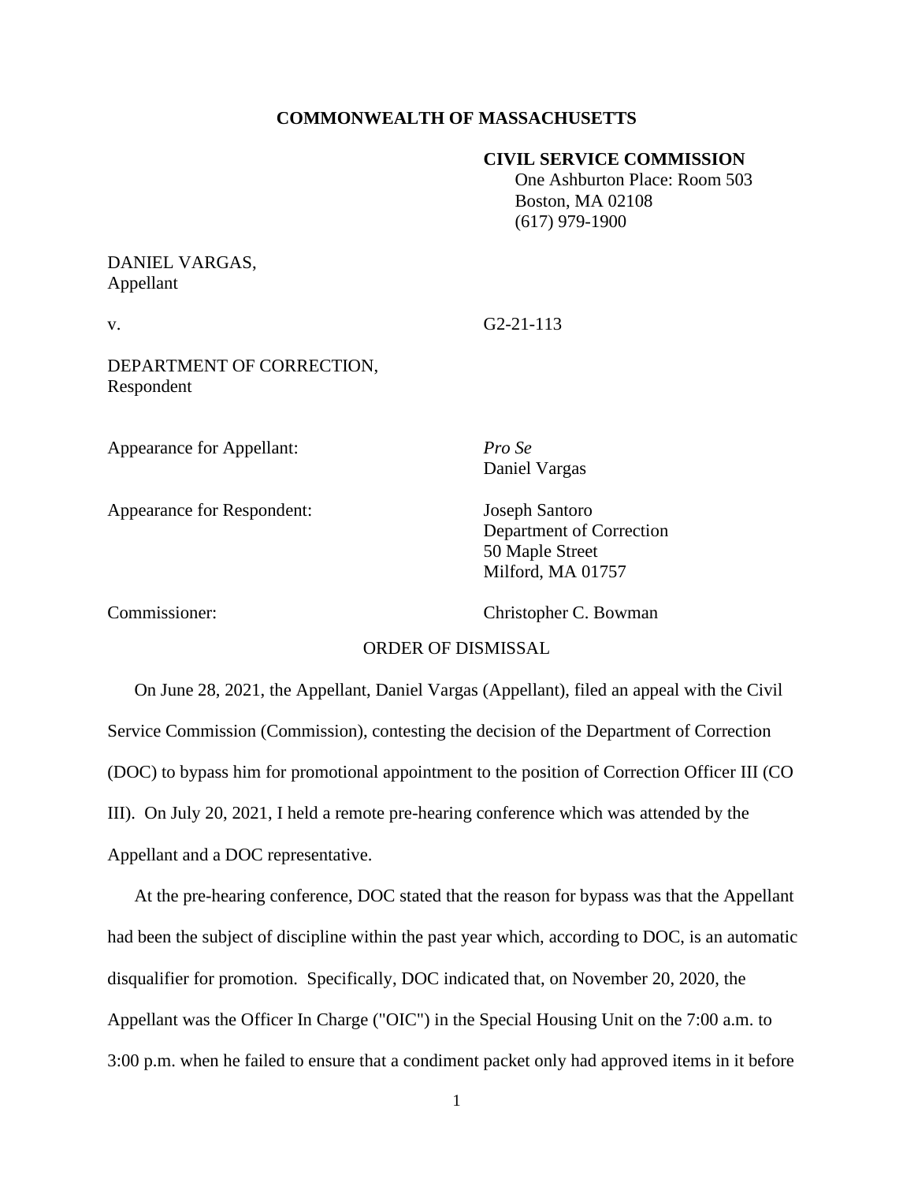**COMMONWEALTH OF MASSACHUSETTS**

**CIVIL SERVICE COMMISSION**
One Ashburton Place: Room 503
Boston, MA 02108
(617) 979-1900

DANIEL VARGAS,
Appellant

v. G2-21-113

DEPARTMENT OF CORRECTION,
Respondent

Appearance for Appellant: *Pro Se*
Daniel Vargas

Appearance for Respondent: Joseph Santoro
Department of Correction
50 Maple Street
Milford, MA 01757

Commissioner: Christopher C. Bowman

ORDER OF DISMISSAL

On June 28, 2021, the Appellant, Daniel Vargas (Appellant), filed an appeal with the Civil Service Commission (Commission), contesting the decision of the Department of Correction (DOC) to bypass him for promotional appointment to the position of Correction Officer III (CO III). On July 20, 2021, I held a remote pre-hearing conference which was attended by the Appellant and a DOC representative.

At the pre-hearing conference, DOC stated that the reason for bypass was that the Appellant had been the subject of discipline within the past year which, according to DOC, is an automatic disqualifier for promotion. Specifically, DOC indicated that, on November 20, 2020, the Appellant was the Officer In Charge ("OIC") in the Special Housing Unit on the 7:00 a.m. to 3:00 p.m. when he failed to ensure that a condiment packet only had approved items in it before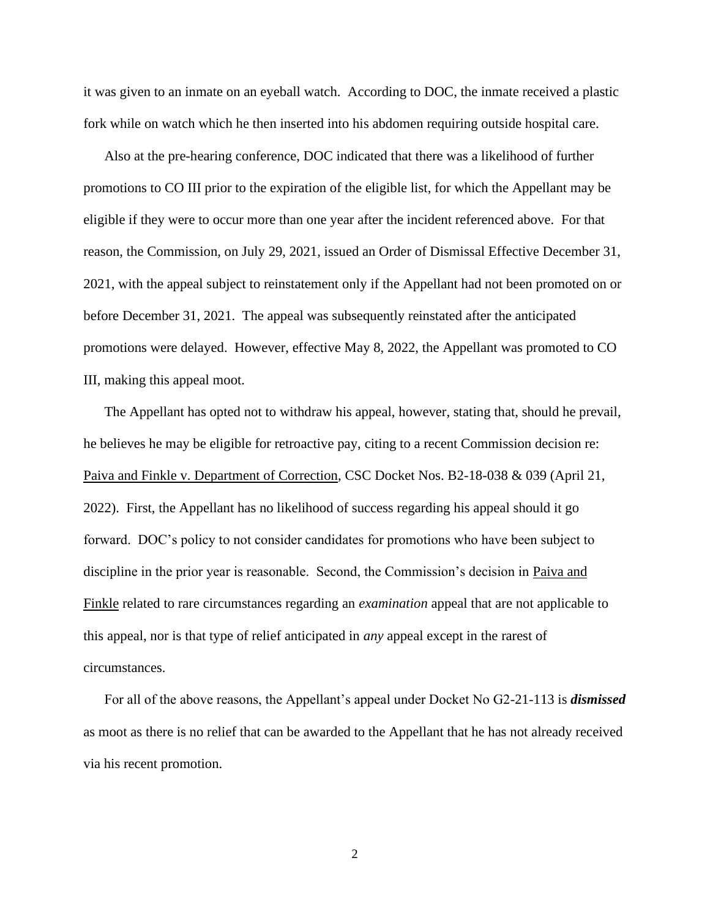it was given to an inmate on an eyeball watch. According to DOC, the inmate received a plastic fork while on watch which he then inserted into his abdomen requiring outside hospital care.

Also at the pre-hearing conference, DOC indicated that there was a likelihood of further promotions to CO III prior to the expiration of the eligible list, for which the Appellant may be eligible if they were to occur more than one year after the incident referenced above. For that reason, the Commission, on July 29, 2021, issued an Order of Dismissal Effective December 31, 2021, with the appeal subject to reinstatement only if the Appellant had not been promoted on or before December 31, 2021. The appeal was subsequently reinstated after the anticipated promotions were delayed. However, effective May 8, 2022, the Appellant was promoted to CO III, making this appeal moot.

The Appellant has opted not to withdraw his appeal, however, stating that, should he prevail, he believes he may be eligible for retroactive pay, citing to a recent Commission decision re: <u>Paiva and Finkle v. Department of Correction</u>, CSC Docket Nos. B2-18-038 & 039 (April 21, 2022). First, the Appellant has no likelihood of success regarding his appeal should it go forward. DOC's policy to not consider candidates for promotions who have been subject to discipline in the prior year is reasonable. Second, the Commission's decision in <u>Paiva and Finkle</u> related to rare circumstances regarding an *examination* appeal that are not applicable to this appeal, nor is that type of relief anticipated in *any* appeal except in the rarest of circumstances.

For all of the above reasons, the Appellant's appeal under Docket No G2-21-113 is ***dismissed*** as moot as there is no relief that can be awarded to the Appellant that he has not already received via his recent promotion.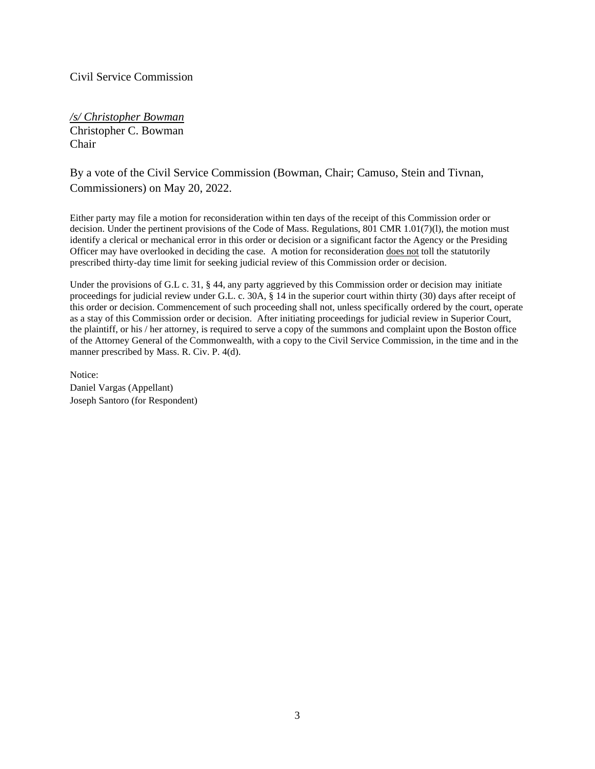Civil Service Commission

*<u>/s/ Christopher Bowman</u>*
Christopher C. Bowman
Chair

By a vote of the Civil Service Commission (Bowman, Chair; Camuso, Stein and Tivnan, Commissioners) on May 20, 2022.

Either party may file a motion for reconsideration within ten days of the receipt of this Commission order or decision. Under the pertinent provisions of the Code of Mass. Regulations, 801 CMR 1.01(7)(l), the motion must identify a clerical or mechanical error in this order or decision or a significant factor the Agency or the Presiding Officer may have overlooked in deciding the case. A motion for reconsideration <u>does not</u> toll the statutorily prescribed thirty-day time limit for seeking judicial review of this Commission order or decision.

Under the provisions of G.L c. 31, § 44, any party aggrieved by this Commission order or decision may initiate proceedings for judicial review under G.L. c. 30A, § 14 in the superior court within thirty (30) days after receipt of this order or decision. Commencement of such proceeding shall not, unless specifically ordered by the court, operate as a stay of this Commission order or decision. After initiating proceedings for judicial review in Superior Court, the plaintiff, or his / her attorney, is required to serve a copy of the summons and complaint upon the Boston office of the Attorney General of the Commonwealth, with a copy to the Civil Service Commission, in the time and in the manner prescribed by Mass. R. Civ. P. 4(d).

Notice:
Daniel Vargas (Appellant)
Joseph Santoro (for Respondent)